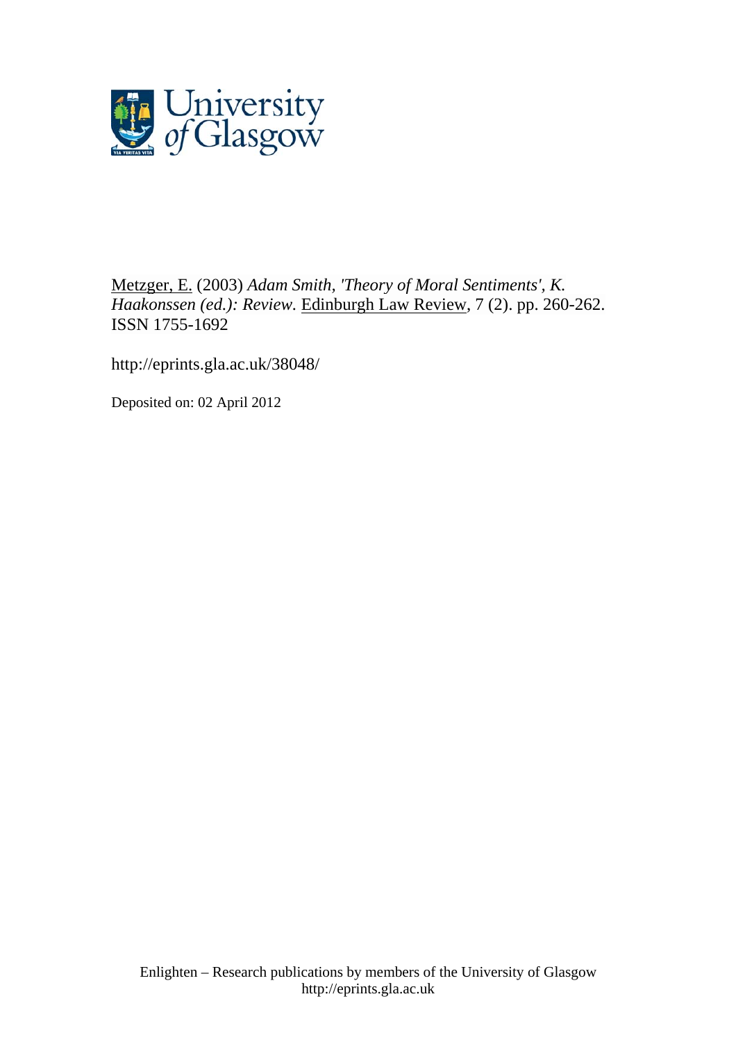Metzger, E. (2003) *Adam Smith, 'Theory of Moral Sentiments', K. Haakonssen (ed.): Review.* Edinburgh Law Review, 7 (2). pp. 260-262. ISSN 1755-1692

http://eprints.gla.ac.uk/38048/

Deposited on: 02 April 2012

Enlighten – Research publications by members of the University of Glasgow
http://eprints.gla.ac.uk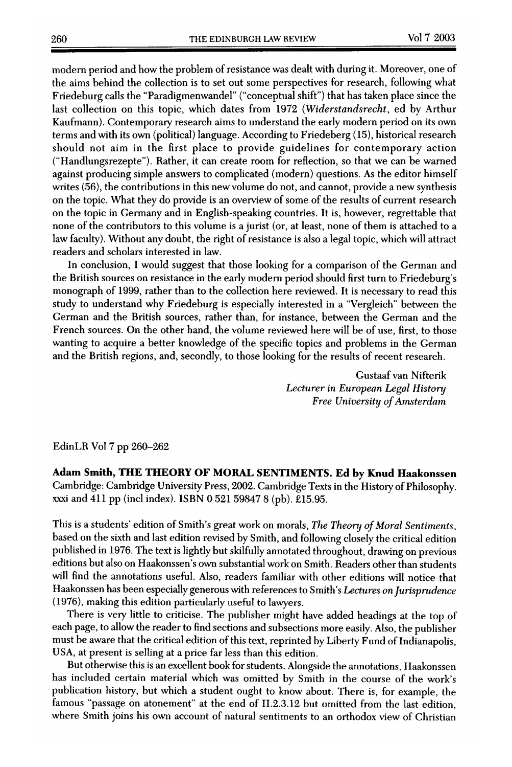modern period and how the problem of resistance was dealt with during it. Moreover, one of the aims behind the collection is to set out some perspectives for research, following what Friedeburg calls the "Paradigmenwandel" ("conceptual shift") that has taken place since the last collection on this topic, which dates from 1972 (*Widerstandsrecht*, ed by Arthur Kaufmann). Contemporary research aims to understand the early modern period on its own terms and with its own (political) language. According to Friedeberg (15), historical research should not aim in the first place to provide guidelines for contemporary action ("Handlungsrezepte"). Rather, it can create room for reflection, so that we can be warned against producing simple answers to complicated (modern) questions. As the editor himself writes (56), the contributions in this new volume do not, and cannot, provide a new synthesis on the topic. What they do provide is an overview of some of the results of current research on the topic in Germany and in English-speaking countries. It is, however, regrettable that none of the contributors to this volume is a jurist (or, at least, none of them is attached to a law faculty). Without any doubt, the right of resistance is also a legal topic, which will attract readers and scholars interested in law.

In conclusion, I would suggest that those looking for a comparison of the German and the British sources on resistance in the early modern period should first turn to Friedeburg's monograph of 1999, rather than to the collection here reviewed. It is necessary to read this study to understand why Friedeburg is especially interested in a "Vergleich" between the German and the British sources, rather than, for instance, between the German and the French sources. On the other hand, the volume reviewed here will be of use, first, to those wanting to acquire a better knowledge of the specific topics and problems in the German and the British regions, and, secondly, to those looking for the results of recent research.

Gustaaf van Nifterik
*Lecturer in European Legal History*
*Free University of Amsterdam*

EdinLR Vol 7 pp 260–262

**Adam Smith, THE THEORY OF MORAL SENTIMENTS. Ed by Knud Haakonssen**
Cambridge: Cambridge University Press, 2002. Cambridge Texts in the History of Philosophy. xxxi and 411 pp (incl index). ISBN 0 521 59847 8 (pb). £15.95.

This is a students' edition of Smith's great work on morals, *The Theory of Moral Sentiments*, based on the sixth and last edition revised by Smith, and following closely the critical edition published in 1976. The text is lightly but skilfully annotated throughout, drawing on previous editions but also on Haakonssen's own substantial work on Smith. Readers other than students will find the annotations useful. Also, readers familiar with other editions will notice that Haakonssen has been especially generous with references to Smith's *Lectures on Jurisprudence* (1976), making this edition particularly useful to lawyers.

There is very little to criticise. The publisher might have added headings at the top of each page, to allow the reader to find sections and subsections more easily. Also, the publisher must be aware that the critical edition of this text, reprinted by Liberty Fund of Indianapolis, USA, at present is selling at a price far less than this edition.

But otherwise this is an excellent book for students. Alongside the annotations, Haakonssen has included certain material which was omitted by Smith in the course of the work's publication history, but which a student ought to know about. There is, for example, the famous "passage on atonement" at the end of II.2.3.12 but omitted from the last edition, where Smith joins his own account of natural sentiments to an orthodox view of Christian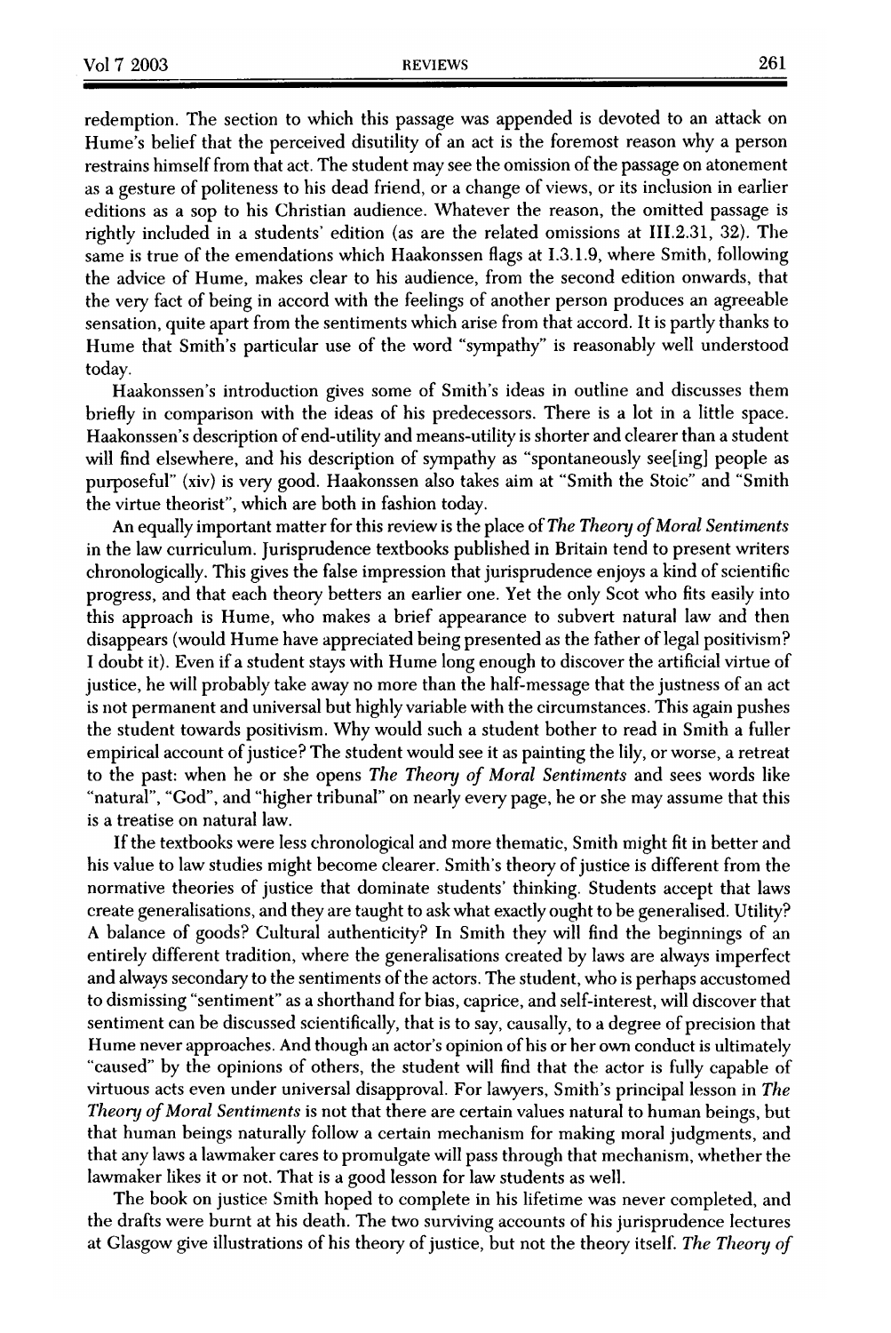redemption. The section to which this passage was appended is devoted to an attack on Hume's belief that the perceived disutility of an act is the foremost reason why a person restrains himself from that act. The student may see the omission of the passage on atonement as a gesture of politeness to his dead friend, or a change of views, or its inclusion in earlier editions as a sop to his Christian audience. Whatever the reason, the omitted passage is rightly included in a students' edition (as are the related omissions at III.2.31, 32). The same is true of the emendations which Haakonssen flags at I.3.1.9, where Smith, following the advice of Hume, makes clear to his audience, from the second edition onwards, that the very fact of being in accord with the feelings of another person produces an agreeable sensation, quite apart from the sentiments which arise from that accord. It is partly thanks to Hume that Smith's particular use of the word "sympathy" is reasonably well understood today.

Haakonssen's introduction gives some of Smith's ideas in outline and discusses them briefly in comparison with the ideas of his predecessors. There is a lot in a little space. Haakonssen's description of end-utility and means-utility is shorter and clearer than a student will find elsewhere, and his description of sympathy as "spontaneously see[ing] people as purposeful" (xiv) is very good. Haakonssen also takes aim at "Smith the Stoic" and "Smith the virtue theorist", which are both in fashion today.

An equally important matter for this review is the place of *The Theory of Moral Sentiments* in the law curriculum. Jurisprudence textbooks published in Britain tend to present writers chronologically. This gives the false impression that jurisprudence enjoys a kind of scientific progress, and that each theory betters an earlier one. Yet the only Scot who fits easily into this approach is Hume, who makes a brief appearance to subvert natural law and then disappears (would Hume have appreciated being presented as the father of legal positivism? I doubt it). Even if a student stays with Hume long enough to discover the artificial virtue of justice, he will probably take away no more than the half-message that the justness of an act is not permanent and universal but highly variable with the circumstances. This again pushes the student towards positivism. Why would such a student bother to read in Smith a fuller empirical account of justice? The student would see it as painting the lily, or worse, a retreat to the past: when he or she opens *The Theory of Moral Sentiments* and sees words like "natural", "God", and "higher tribunal" on nearly every page, he or she may assume that this is a treatise on natural law.

If the textbooks were less chronological and more thematic, Smith might fit in better and his value to law studies might become clearer. Smith's theory of justice is different from the normative theories of justice that dominate students' thinking. Students accept that laws create generalisations, and they are taught to ask what exactly ought to be generalised. Utility? A balance of goods? Cultural authenticity? In Smith they will find the beginnings of an entirely different tradition, where the generalisations created by laws are always imperfect and always secondary to the sentiments of the actors. The student, who is perhaps accustomed to dismissing "sentiment" as a shorthand for bias, caprice, and self-interest, will discover that sentiment can be discussed scientifically, that is to say, causally, to a degree of precision that Hume never approaches. And though an actor's opinion of his or her own conduct is ultimately "caused" by the opinions of others, the student will find that the actor is fully capable of virtuous acts even under universal disapproval. For lawyers, Smith's principal lesson in *The Theory of Moral Sentiments* is not that there are certain values natural to human beings, but that human beings naturally follow a certain mechanism for making moral judgments, and that any laws a lawmaker cares to promulgate will pass through that mechanism, whether the lawmaker likes it or not. That is a good lesson for law students as well.

The book on justice Smith hoped to complete in his lifetime was never completed, and the drafts were burnt at his death. The two surviving accounts of his jurisprudence lectures at Glasgow give illustrations of his theory of justice, but not the theory itself. *The Theory of*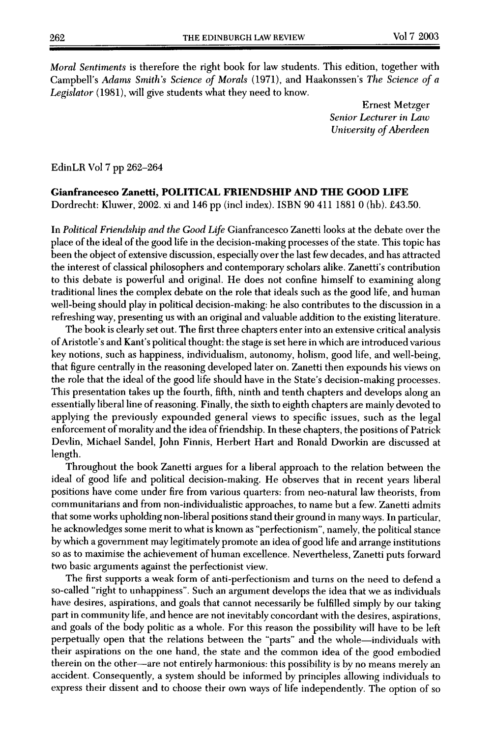*Moral Sentiments* is therefore the right book for law students. This edition, together with Campbell's *Adams Smith's Science of Morals* (1971), and Haakonssen's *The Science of a Legislator* (1981), will give students what they need to know.

Ernest Metzger
*Senior Lecturer in Law*
*University of Aberdeen*

EdinLR Vol 7 pp 262–264

**Gianfrancesco Zanetti, POLITICAL FRIENDSHIP AND THE GOOD LIFE**
Dordrecht: Kluwer, 2002. xi and 146 pp (incl index). ISBN 90 411 1881 0 (hb). £43.50.

In *Political Friendship and the Good Life* Gianfrancesco Zanetti looks at the debate over the place of the ideal of the good life in the decision-making processes of the state. This topic has been the object of extensive discussion, especially over the last few decades, and has attracted the interest of classical philosophers and contemporary scholars alike. Zanetti's contribution to this debate is powerful and original. He does not confine himself to examining along traditional lines the complex debate on the role that ideals such as the good life, and human well-being should play in political decision-making: he also contributes to the discussion in a refreshing way, presenting us with an original and valuable addition to the existing literature.

The book is clearly set out. The first three chapters enter into an extensive critical analysis of Aristotle's and Kant's political thought: the stage is set here in which are introduced various key notions, such as happiness, individualism, autonomy, holism, good life, and well-being, that figure centrally in the reasoning developed later on. Zanetti then expounds his views on the role that the ideal of the good life should have in the State's decision-making processes. This presentation takes up the fourth, fifth, ninth and tenth chapters and develops along an essentially liberal line of reasoning. Finally, the sixth to eighth chapters are mainly devoted to applying the previously expounded general views to specific issues, such as the legal enforcement of morality and the idea of friendship. In these chapters, the positions of Patrick Devlin, Michael Sandel, John Finnis, Herbert Hart and Ronald Dworkin are discussed at length.

Throughout the book Zanetti argues for a liberal approach to the relation between the ideal of good life and political decision-making. He observes that in recent years liberal positions have come under fire from various quarters: from neo-natural law theorists, from communitarians and from non-individualistic approaches, to name but a few. Zanetti admits that some works upholding non-liberal positions stand their ground in many ways. In particular, he acknowledges some merit to what is known as "perfectionism", namely, the political stance by which a government may legitimately promote an idea of good life and arrange institutions so as to maximise the achievement of human excellence. Nevertheless, Zanetti puts forward two basic arguments against the perfectionist view.

The first supports a weak form of anti-perfectionism and turns on the need to defend a so-called "right to unhappiness". Such an argument develops the idea that we as individuals have desires, aspirations, and goals that cannot necessarily be fulfilled simply by our taking part in community life, and hence are not inevitably concordant with the desires, aspirations, and goals of the body politic as a whole. For this reason the possibility will have to be left perpetually open that the relations between the "parts" and the whole—individuals with their aspirations on the one hand, the state and the common idea of the good embodied therein on the other—are not entirely harmonious: this possibility is by no means merely an accident. Consequently, a system should be informed by principles allowing individuals to express their dissent and to choose their own ways of life independently. The option of so